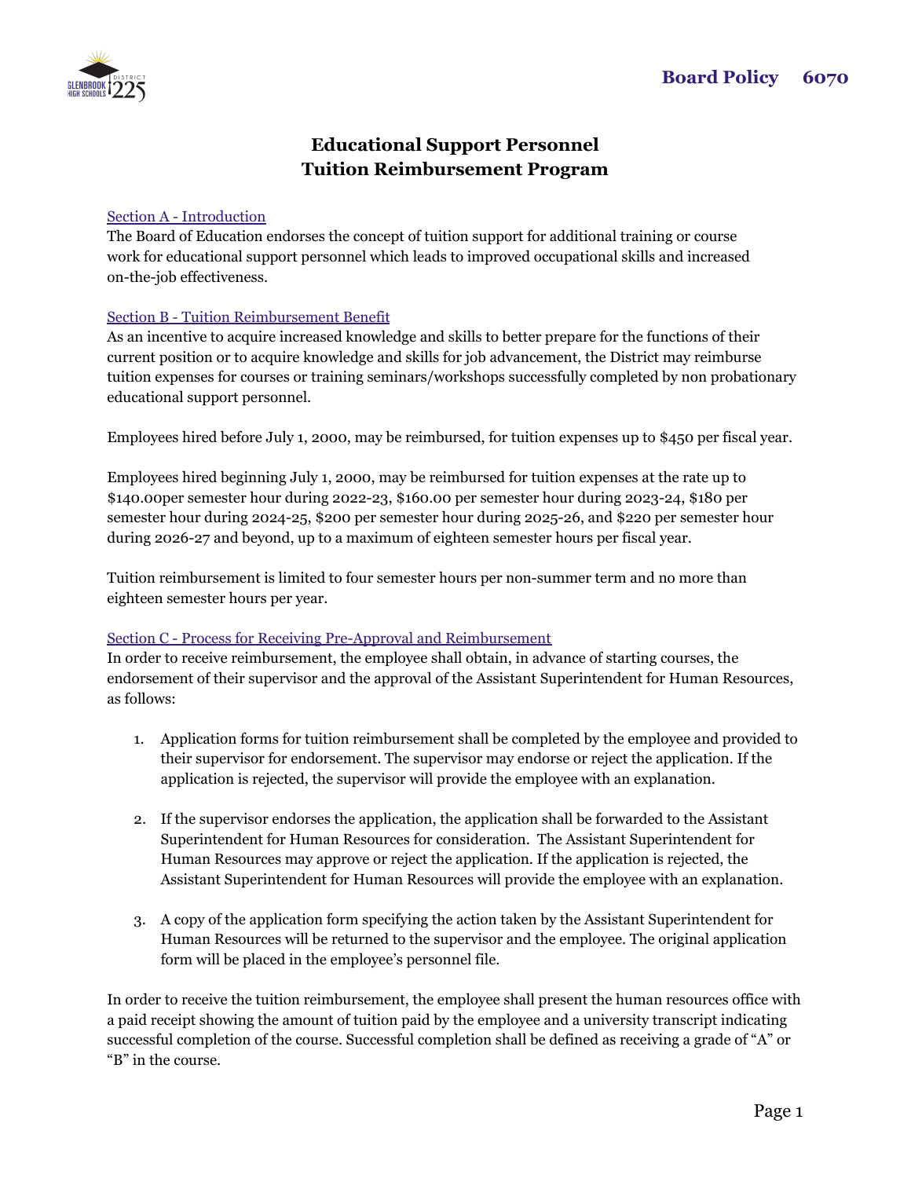Board Policy 6070

# Educational Support Personnel Tuition Reimbursement Program

## Section A - Introduction

The Board of Education endorses the concept of tuition support for additional training or course work for educational support personnel which leads to improved occupational skills and increased on-the-job effectiveness.

## Section B - Tuition Reimbursement Benefit

As an incentive to acquire increased knowledge and skills to better prepare for the functions of their current position or to acquire knowledge and skills for job advancement, the District may reimburse tuition expenses for courses or training seminars/workshops successfully completed by non probationary educational support personnel.

Employees hired before July 1, 2000, may be reimbursed, for tuition expenses up to $450 per fiscal year.

Employees hired beginning July 1, 2000, may be reimbursed for tuition expenses at the rate up to $140.00per semester hour during 2022-23, $160.00 per semester hour during 2023-24, $180 per semester hour during 2024-25, $200 per semester hour during 2025-26, and $220 per semester hour during 2026-27 and beyond, up to a maximum of eighteen semester hours per fiscal year.

Tuition reimbursement is limited to four semester hours per non-summer term and no more than eighteen semester hours per year.

## Section C - Process for Receiving Pre-Approval and Reimbursement

In order to receive reimbursement, the employee shall obtain, in advance of starting courses, the endorsement of their supervisor and the approval of the Assistant Superintendent for Human Resources, as follows:

1. Application forms for tuition reimbursement shall be completed by the employee and provided to their supervisor for endorsement. The supervisor may endorse or reject the application. If the application is rejected, the supervisor will provide the employee with an explanation.

2. If the supervisor endorses the application, the application shall be forwarded to the Assistant Superintendent for Human Resources for consideration. The Assistant Superintendent for Human Resources may approve or reject the application. If the application is rejected, the Assistant Superintendent for Human Resources will provide the employee with an explanation.

3. A copy of the application form specifying the action taken by the Assistant Superintendent for Human Resources will be returned to the supervisor and the employee. The original application form will be placed in the employee's personnel file.

In order to receive the tuition reimbursement, the employee shall present the human resources office with a paid receipt showing the amount of tuition paid by the employee and a university transcript indicating successful completion of the course. Successful completion shall be defined as receiving a grade of "A" or "B" in the course.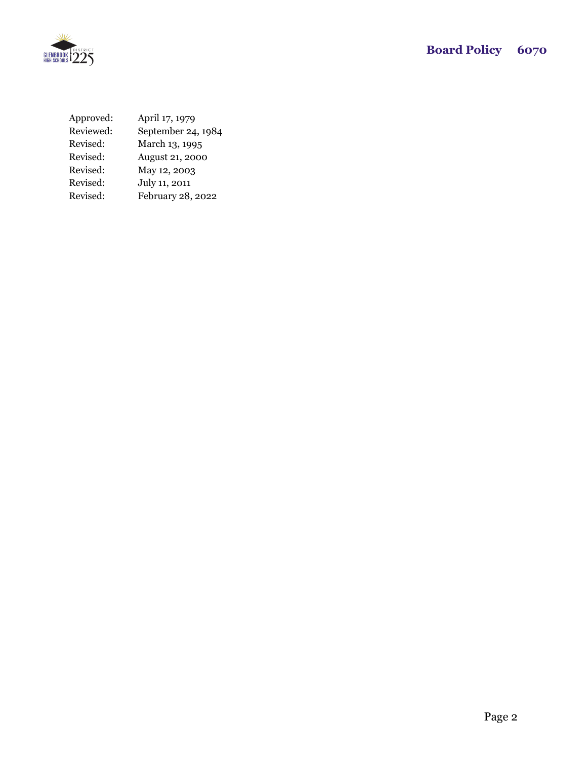| | |
|---|---|
| Approved: | April 17, 1979 |
| Reviewed: | September 24, 1984 |
| Revised: | March 13, 1995 |
| Revised: | August 21, 2000 |
| Revised: | May 12, 2003 |
| Revised: | July 11, 2011 |
| Revised: | February 28, 2022 |